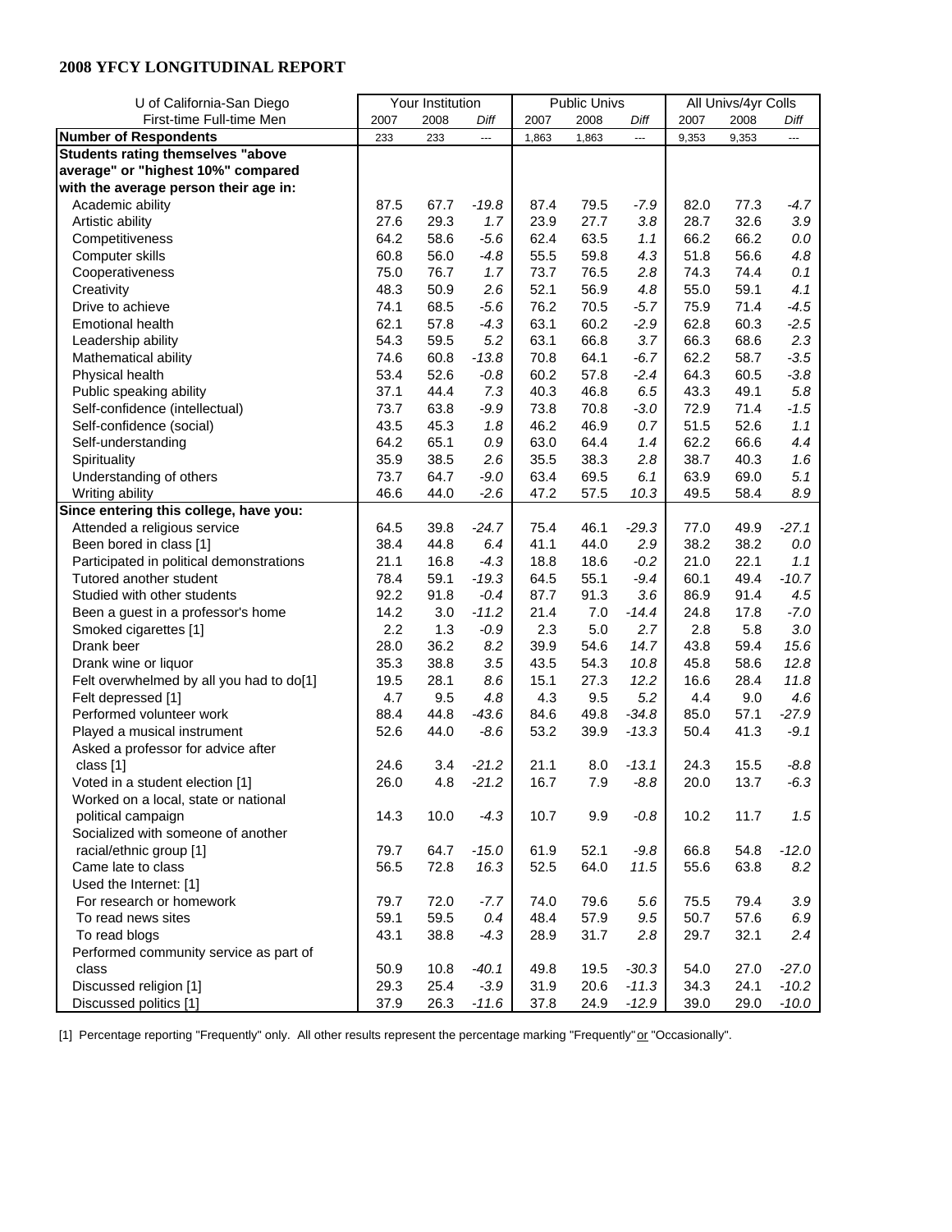# 2008 YFCY LONGITUDINAL REPORT

| U of California-San Diego | Your Institution | | | Public Univs | | | All Univs/4yr Colls | | |
|---|---|---|---|---|---|---|---|---|---|
| First-time Full-time Men | 2007 | 2008 | *Diff* | 2007 | 2008 | *Diff* | 2007 | 2008 | *Diff* |
| **Number of Respondents** | 233 | 233 | --- | 1,863 | 1,863 | --- | 9,353 | 9,353 | --- |
| **Students rating themselves "above average" or "highest 10%" compared with the average person their age in:** | | | | | | | | | |
| Academic ability | 87.5 | 67.7 | *-19.8* | 87.4 | 79.5 | *-7.9* | 82.0 | 77.3 | *-4.7* |
| Artistic ability | 27.6 | 29.3 | *1.7* | 23.9 | 27.7 | *3.8* | 28.7 | 32.6 | *3.9* |
| Competitiveness | 64.2 | 58.6 | *-5.6* | 62.4 | 63.5 | *1.1* | 66.2 | 66.2 | *0.0* |
| Computer skills | 60.8 | 56.0 | *-4.8* | 55.5 | 59.8 | *4.3* | 51.8 | 56.6 | *4.8* |
| Cooperativeness | 75.0 | 76.7 | *1.7* | 73.7 | 76.5 | *2.8* | 74.3 | 74.4 | *0.1* |
| Creativity | 48.3 | 50.9 | *2.6* | 52.1 | 56.9 | *4.8* | 55.0 | 59.1 | *4.1* |
| Drive to achieve | 74.1 | 68.5 | *-5.6* | 76.2 | 70.5 | *-5.7* | 75.9 | 71.4 | *-4.5* |
| Emotional health | 62.1 | 57.8 | *-4.3* | 63.1 | 60.2 | *-2.9* | 62.8 | 60.3 | *-2.5* |
| Leadership ability | 54.3 | 59.5 | *5.2* | 63.1 | 66.8 | *3.7* | 66.3 | 68.6 | *2.3* |
| Mathematical ability | 74.6 | 60.8 | *-13.8* | 70.8 | 64.1 | *-6.7* | 62.2 | 58.7 | *-3.5* |
| Physical health | 53.4 | 52.6 | *-0.8* | 60.2 | 57.8 | *-2.4* | 64.3 | 60.5 | *-3.8* |
| Public speaking ability | 37.1 | 44.4 | *7.3* | 40.3 | 46.8 | *6.5* | 43.3 | 49.1 | *5.8* |
| Self-confidence (intellectual) | 73.7 | 63.8 | *-9.9* | 73.8 | 70.8 | *-3.0* | 72.9 | 71.4 | *-1.5* |
| Self-confidence (social) | 43.5 | 45.3 | *1.8* | 46.2 | 46.9 | *0.7* | 51.5 | 52.6 | *1.1* |
| Self-understanding | 64.2 | 65.1 | *0.9* | 63.0 | 64.4 | *1.4* | 62.2 | 66.6 | *4.4* |
| Spirituality | 35.9 | 38.5 | *2.6* | 35.5 | 38.3 | *2.8* | 38.7 | 40.3 | *1.6* |
| Understanding of others | 73.7 | 64.7 | *-9.0* | 63.4 | 69.5 | *6.1* | 63.9 | 69.0 | *5.1* |
| Writing ability | 46.6 | 44.0 | *-2.6* | 47.2 | 57.5 | *10.3* | 49.5 | 58.4 | *8.9* |
| **Since entering this college, have you:** | | | | | | | | | |
| Attended a religious service | 64.5 | 39.8 | *-24.7* | 75.4 | 46.1 | *-29.3* | 77.0 | 49.9 | *-27.1* |
| Been bored in class [1] | 38.4 | 44.8 | *6.4* | 41.1 | 44.0 | *2.9* | 38.2 | 38.2 | *0.0* |
| Participated in political demonstrations | 21.1 | 16.8 | *-4.3* | 18.8 | 18.6 | *-0.2* | 21.0 | 22.1 | *1.1* |
| Tutored another student | 78.4 | 59.1 | *-19.3* | 64.5 | 55.1 | *-9.4* | 60.1 | 49.4 | *-10.7* |
| Studied with other students | 92.2 | 91.8 | *-0.4* | 87.7 | 91.3 | *3.6* | 86.9 | 91.4 | *4.5* |
| Been a guest in a professor's home | 14.2 | 3.0 | *-11.2* | 21.4 | 7.0 | *-14.4* | 24.8 | 17.8 | *-7.0* |
| Smoked cigarettes [1] | 2.2 | 1.3 | *-0.9* | 2.3 | 5.0 | *2.7* | 2.8 | 5.8 | *3.0* |
| Drank beer | 28.0 | 36.2 | *8.2* | 39.9 | 54.6 | *14.7* | 43.8 | 59.4 | *15.6* |
| Drank wine or liquor | 35.3 | 38.8 | *3.5* | 43.5 | 54.3 | *10.8* | 45.8 | 58.6 | *12.8* |
| Felt overwhelmed by all you had to do[1] | 19.5 | 28.1 | *8.6* | 15.1 | 27.3 | *12.2* | 16.6 | 28.4 | *11.8* |
| Felt depressed [1] | 4.7 | 9.5 | *4.8* | 4.3 | 9.5 | *5.2* | 4.4 | 9.0 | *4.6* |
| Performed volunteer work | 88.4 | 44.8 | *-43.6* | 84.6 | 49.8 | *-34.8* | 85.0 | 57.1 | *-27.9* |
| Played a musical instrument | 52.6 | 44.0 | *-8.6* | 53.2 | 39.9 | *-13.3* | 50.4 | 41.3 | *-9.1* |
| Asked a professor for advice after class [1] | 24.6 | 3.4 | *-21.2* | 21.1 | 8.0 | *-13.1* | 24.3 | 15.5 | *-8.8* |
| Voted in a student election [1] | 26.0 | 4.8 | *-21.2* | 16.7 | 7.9 | *-8.8* | 20.0 | 13.7 | *-6.3* |
| Worked on a local, state or national political campaign | 14.3 | 10.0 | *-4.3* | 10.7 | 9.9 | *-0.8* | 10.2 | 11.7 | *1.5* |
| Socialized with someone of another racial/ethnic group [1] | 79.7 | 64.7 | *-15.0* | 61.9 | 52.1 | *-9.8* | 66.8 | 54.8 | *-12.0* |
| Came late to class | 56.5 | 72.8 | *16.3* | 52.5 | 64.0 | *11.5* | 55.6 | 63.8 | *8.2* |
| Used the Internet: [1] | | | | | | | | | |
| For research or homework | 79.7 | 72.0 | *-7.7* | 74.0 | 79.6 | *5.6* | 75.5 | 79.4 | *3.9* |
| To read news sites | 59.1 | 59.5 | *0.4* | 48.4 | 57.9 | *9.5* | 50.7 | 57.6 | *6.9* |
| To read blogs | 43.1 | 38.8 | *-4.3* | 28.9 | 31.7 | *2.8* | 29.7 | 32.1 | *2.4* |
| Performed community service as part of class | 50.9 | 10.8 | *-40.1* | 49.8 | 19.5 | *-30.3* | 54.0 | 27.0 | *-27.0* |
| Discussed religion [1] | 29.3 | 25.4 | *-3.9* | 31.9 | 20.6 | *-11.3* | 34.3 | 24.1 | *-10.2* |
| Discussed politics [1] | 37.9 | 26.3 | *-11.6* | 37.8 | 24.9 | *-12.9* | 39.0 | 29.0 | *-10.0* |

[1] Percentage reporting "Frequently" only. All other results represent the percentage marking "Frequently" or "Occasionally".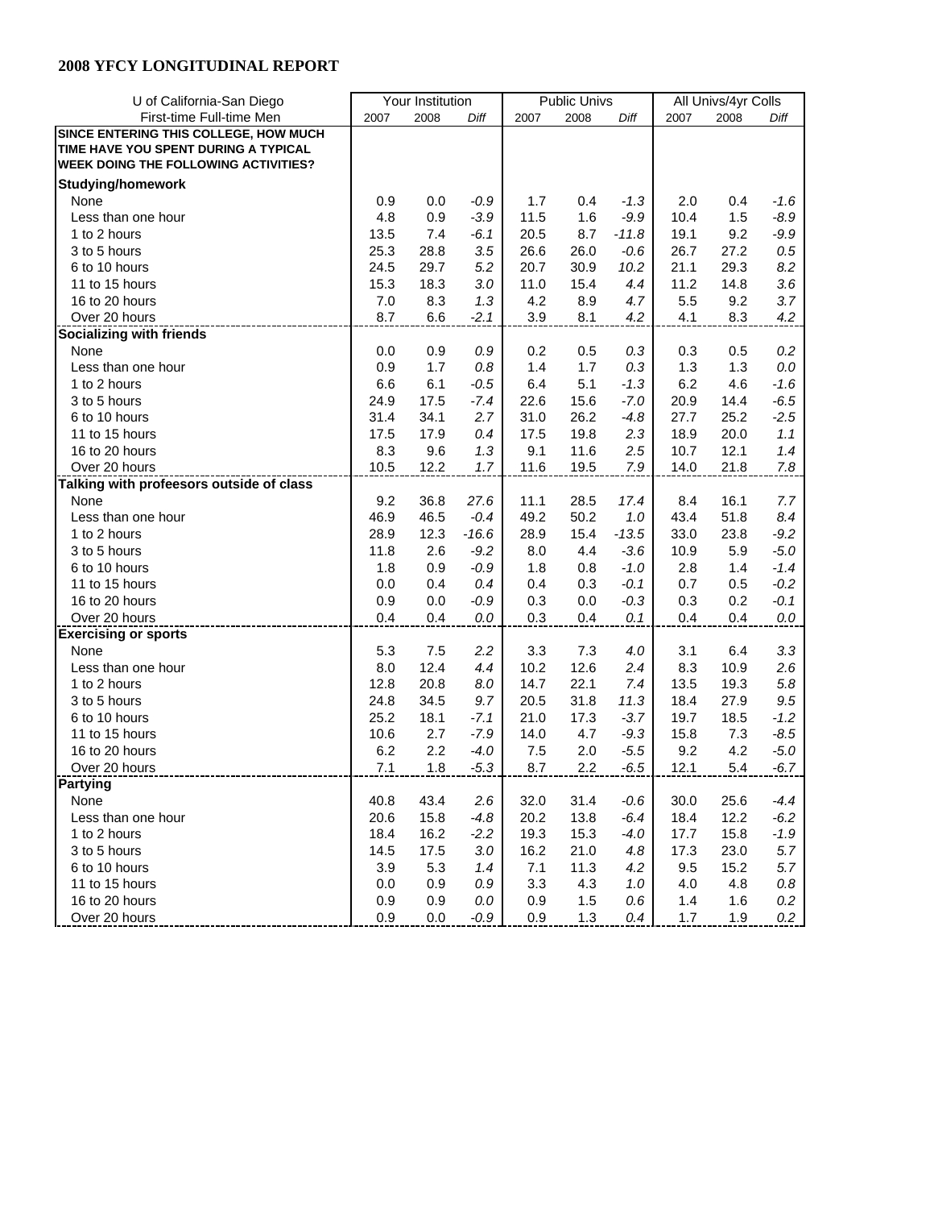## 2008 YFCY LONGITUDINAL REPORT

| U of California-San Diego | Your Institution | | | Public Univs | | | All Univs/4yr Colls | | |
|---|---|---|---|---|---|---|---|---|---|
| First-time Full-time Men | 2007 | 2008 | *Diff* | 2007 | 2008 | *Diff* | 2007 | 2008 | *Diff* |
| **SINCE ENTERING THIS COLLEGE, HOW MUCH TIME HAVE YOU SPENT DURING A TYPICAL WEEK DOING THE FOLLOWING ACTIVITIES?** | | | | | | | | | |
| **Studying/homework** | | | | | | | | | |
| None | 0.9 | 0.0 | *-0.9* | 1.7 | 0.4 | *-1.3* | 2.0 | 0.4 | *-1.6* |
| Less than one hour | 4.8 | 0.9 | *-3.9* | 11.5 | 1.6 | *-9.9* | 10.4 | 1.5 | *-8.9* |
| 1 to 2 hours | 13.5 | 7.4 | *-6.1* | 20.5 | 8.7 | *-11.8* | 19.1 | 9.2 | *-9.9* |
| 3 to 5 hours | 25.3 | 28.8 | *3.5* | 26.6 | 26.0 | *-0.6* | 26.7 | 27.2 | *0.5* |
| 6 to 10 hours | 24.5 | 29.7 | *5.2* | 20.7 | 30.9 | *10.2* | 21.1 | 29.3 | *8.2* |
| 11 to 15 hours | 15.3 | 18.3 | *3.0* | 11.0 | 15.4 | *4.4* | 11.2 | 14.8 | *3.6* |
| 16 to 20 hours | 7.0 | 8.3 | *1.3* | 4.2 | 8.9 | *4.7* | 5.5 | 9.2 | *3.7* |
| Over 20 hours | 8.7 | 6.6 | *-2.1* | 3.9 | 8.1 | *4.2* | 4.1 | 8.3 | *4.2* |
| **Socializing with friends** | | | | | | | | | |
| None | 0.0 | 0.9 | *0.9* | 0.2 | 0.5 | *0.3* | 0.3 | 0.5 | *0.2* |
| Less than one hour | 0.9 | 1.7 | *0.8* | 1.4 | 1.7 | *0.3* | 1.3 | 1.3 | *0.0* |
| 1 to 2 hours | 6.6 | 6.1 | *-0.5* | 6.4 | 5.1 | *-1.3* | 6.2 | 4.6 | *-1.6* |
| 3 to 5 hours | 24.9 | 17.5 | *-7.4* | 22.6 | 15.6 | *-7.0* | 20.9 | 14.4 | *-6.5* |
| 6 to 10 hours | 31.4 | 34.1 | *2.7* | 31.0 | 26.2 | *-4.8* | 27.7 | 25.2 | *-2.5* |
| 11 to 15 hours | 17.5 | 17.9 | *0.4* | 17.5 | 19.8 | *2.3* | 18.9 | 20.0 | *1.1* |
| 16 to 20 hours | 8.3 | 9.6 | *1.3* | 9.1 | 11.6 | *2.5* | 10.7 | 12.1 | *1.4* |
| Over 20 hours | 10.5 | 12.2 | *1.7* | 11.6 | 19.5 | *7.9* | 14.0 | 21.8 | *7.8* |
| **Talking with profeesors outside of class** | | | | | | | | | |
| None | 9.2 | 36.8 | *27.6* | 11.1 | 28.5 | *17.4* | 8.4 | 16.1 | *7.7* |
| Less than one hour | 46.9 | 46.5 | *-0.4* | 49.2 | 50.2 | *1.0* | 43.4 | 51.8 | *8.4* |
| 1 to 2 hours | 28.9 | 12.3 | *-16.6* | 28.9 | 15.4 | *-13.5* | 33.0 | 23.8 | *-9.2* |
| 3 to 5 hours | 11.8 | 2.6 | *-9.2* | 8.0 | 4.4 | *-3.6* | 10.9 | 5.9 | *-5.0* |
| 6 to 10 hours | 1.8 | 0.9 | *-0.9* | 1.8 | 0.8 | *-1.0* | 2.8 | 1.4 | *-1.4* |
| 11 to 15 hours | 0.0 | 0.4 | *0.4* | 0.4 | 0.3 | *-0.1* | 0.7 | 0.5 | *-0.2* |
| 16 to 20 hours | 0.9 | 0.0 | *-0.9* | 0.3 | 0.0 | *-0.3* | 0.3 | 0.2 | *-0.1* |
| Over 20 hours | 0.4 | 0.4 | *0.0* | 0.3 | 0.4 | *0.1* | 0.4 | 0.4 | *0.0* |
| **Exercising or sports** | | | | | | | | | |
| None | 5.3 | 7.5 | *2.2* | 3.3 | 7.3 | *4.0* | 3.1 | 6.4 | *3.3* |
| Less than one hour | 8.0 | 12.4 | *4.4* | 10.2 | 12.6 | *2.4* | 8.3 | 10.9 | *2.6* |
| 1 to 2 hours | 12.8 | 20.8 | *8.0* | 14.7 | 22.1 | *7.4* | 13.5 | 19.3 | *5.8* |
| 3 to 5 hours | 24.8 | 34.5 | *9.7* | 20.5 | 31.8 | *11.3* | 18.4 | 27.9 | *9.5* |
| 6 to 10 hours | 25.2 | 18.1 | *-7.1* | 21.0 | 17.3 | *-3.7* | 19.7 | 18.5 | *-1.2* |
| 11 to 15 hours | 10.6 | 2.7 | *-7.9* | 14.0 | 4.7 | *-9.3* | 15.8 | 7.3 | *-8.5* |
| 16 to 20 hours | 6.2 | 2.2 | *-4.0* | 7.5 | 2.0 | *-5.5* | 9.2 | 4.2 | *-5.0* |
| Over 20 hours | 7.1 | 1.8 | *-5.3* | 8.7 | 2.2 | *-6.5* | 12.1 | 5.4 | *-6.7* |
| **Partying** | | | | | | | | | |
| None | 40.8 | 43.4 | *2.6* | 32.0 | 31.4 | *-0.6* | 30.0 | 25.6 | *-4.4* |
| Less than one hour | 20.6 | 15.8 | *-4.8* | 20.2 | 13.8 | *-6.4* | 18.4 | 12.2 | *-6.2* |
| 1 to 2 hours | 18.4 | 16.2 | *-2.2* | 19.3 | 15.3 | *-4.0* | 17.7 | 15.8 | *-1.9* |
| 3 to 5 hours | 14.5 | 17.5 | *3.0* | 16.2 | 21.0 | *4.8* | 17.3 | 23.0 | *5.7* |
| 6 to 10 hours | 3.9 | 5.3 | *1.4* | 7.1 | 11.3 | *4.2* | 9.5 | 15.2 | *5.7* |
| 11 to 15 hours | 0.0 | 0.9 | *0.9* | 3.3 | 4.3 | *1.0* | 4.0 | 4.8 | *0.8* |
| 16 to 20 hours | 0.9 | 0.9 | *0.0* | 0.9 | 1.5 | *0.6* | 1.4 | 1.6 | *0.2* |
| Over 20 hours | 0.9 | 0.0 | *-0.9* | 0.9 | 1.3 | *0.4* | 1.7 | 1.9 | *0.2* |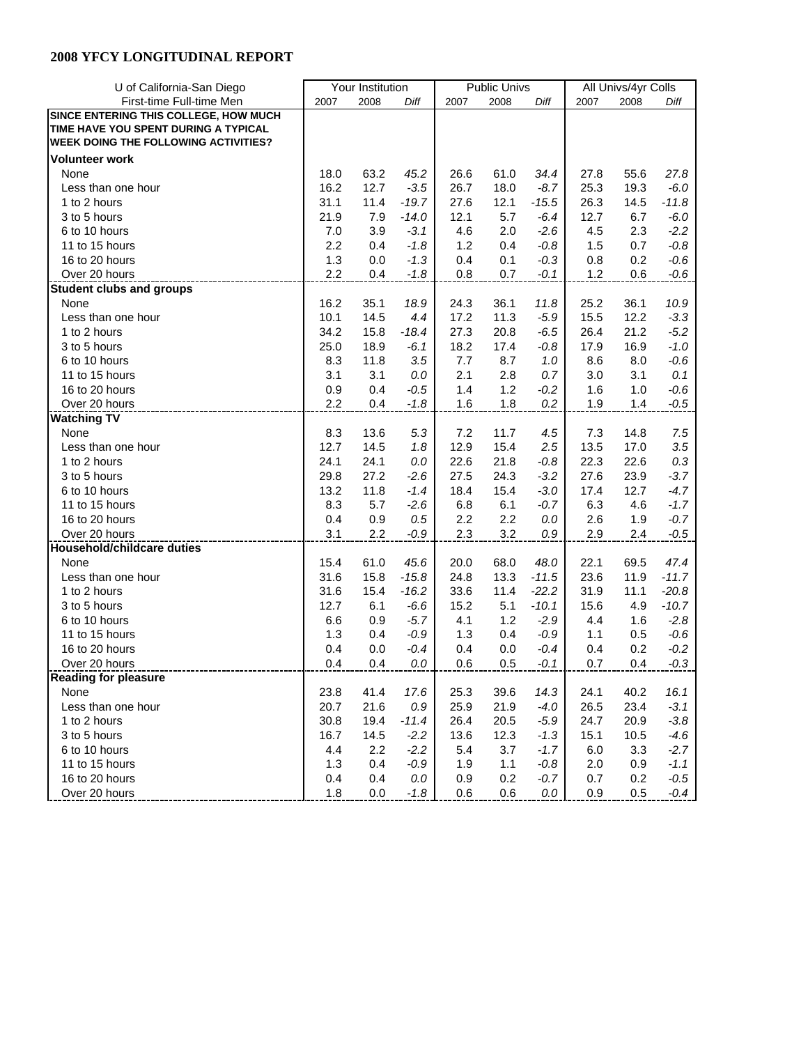## 2008 YFCY LONGITUDINAL REPORT

| U of California-San Diego | Your Institution | | | Public Univs | | | All Univs/4yr Colls | | |
|---|---|---|---|---|---|---|---|---|---|
| First-time Full-time Men | 2007 | 2008 | *Diff* | 2007 | 2008 | *Diff* | 2007 | 2008 | *Diff* |
| **SINCE ENTERING THIS COLLEGE, HOW MUCH TIME HAVE YOU SPENT DURING A TYPICAL WEEK DOING THE FOLLOWING ACTIVITIES?** | | | | | | | | | |
| **Volunteer work** | | | | | | | | | |
| None | 18.0 | 63.2 | *45.2* | 26.6 | 61.0 | *34.4* | 27.8 | 55.6 | *27.8* |
| Less than one hour | 16.2 | 12.7 | *-3.5* | 26.7 | 18.0 | *-8.7* | 25.3 | 19.3 | *-6.0* |
| 1 to 2 hours | 31.1 | 11.4 | *-19.7* | 27.6 | 12.1 | *-15.5* | 26.3 | 14.5 | *-11.8* |
| 3 to 5 hours | 21.9 | 7.9 | *-14.0* | 12.1 | 5.7 | *-6.4* | 12.7 | 6.7 | *-6.0* |
| 6 to 10 hours | 7.0 | 3.9 | *-3.1* | 4.6 | 2.0 | *-2.6* | 4.5 | 2.3 | *-2.2* |
| 11 to 15 hours | 2.2 | 0.4 | *-1.8* | 1.2 | 0.4 | *-0.8* | 1.5 | 0.7 | *-0.8* |
| 16 to 20 hours | 1.3 | 0.0 | *-1.3* | 0.4 | 0.1 | *-0.3* | 0.8 | 0.2 | *-0.6* |
| Over 20 hours | 2.2 | 0.4 | *-1.8* | 0.8 | 0.7 | *-0.1* | 1.2 | 0.6 | *-0.6* |
| **Student clubs and groups** | | | | | | | | | |
| None | 16.2 | 35.1 | *18.9* | 24.3 | 36.1 | *11.8* | 25.2 | 36.1 | *10.9* |
| Less than one hour | 10.1 | 14.5 | *4.4* | 17.2 | 11.3 | *-5.9* | 15.5 | 12.2 | *-3.3* |
| 1 to 2 hours | 34.2 | 15.8 | *-18.4* | 27.3 | 20.8 | *-6.5* | 26.4 | 21.2 | *-5.2* |
| 3 to 5 hours | 25.0 | 18.9 | *-6.1* | 18.2 | 17.4 | *-0.8* | 17.9 | 16.9 | *-1.0* |
| 6 to 10 hours | 8.3 | 11.8 | *3.5* | 7.7 | 8.7 | *1.0* | 8.6 | 8.0 | *-0.6* |
| 11 to 15 hours | 3.1 | 3.1 | *0.0* | 2.1 | 2.8 | *0.7* | 3.0 | 3.1 | *0.1* |
| 16 to 20 hours | 0.9 | 0.4 | *-0.5* | 1.4 | 1.2 | *-0.2* | 1.6 | 1.0 | *-0.6* |
| Over 20 hours | 2.2 | 0.4 | *-1.8* | 1.6 | 1.8 | *0.2* | 1.9 | 1.4 | *-0.5* |
| **Watching TV** | | | | | | | | | |
| None | 8.3 | 13.6 | *5.3* | 7.2 | 11.7 | *4.5* | 7.3 | 14.8 | *7.5* |
| Less than one hour | 12.7 | 14.5 | *1.8* | 12.9 | 15.4 | *2.5* | 13.5 | 17.0 | *3.5* |
| 1 to 2 hours | 24.1 | 24.1 | *0.0* | 22.6 | 21.8 | *-0.8* | 22.3 | 22.6 | *0.3* |
| 3 to 5 hours | 29.8 | 27.2 | *-2.6* | 27.5 | 24.3 | *-3.2* | 27.6 | 23.9 | *-3.7* |
| 6 to 10 hours | 13.2 | 11.8 | *-1.4* | 18.4 | 15.4 | *-3.0* | 17.4 | 12.7 | *-4.7* |
| 11 to 15 hours | 8.3 | 5.7 | *-2.6* | 6.8 | 6.1 | *-0.7* | 6.3 | 4.6 | *-1.7* |
| 16 to 20 hours | 0.4 | 0.9 | *0.5* | 2.2 | 2.2 | *0.0* | 2.6 | 1.9 | *-0.7* |
| Over 20 hours | 3.1 | 2.2 | *-0.9* | 2.3 | 3.2 | *0.9* | 2.9 | 2.4 | *-0.5* |
| **Household/childcare duties** | | | | | | | | | |
| None | 15.4 | 61.0 | *45.6* | 20.0 | 68.0 | *48.0* | 22.1 | 69.5 | *47.4* |
| Less than one hour | 31.6 | 15.8 | *-15.8* | 24.8 | 13.3 | *-11.5* | 23.6 | 11.9 | *-11.7* |
| 1 to 2 hours | 31.6 | 15.4 | *-16.2* | 33.6 | 11.4 | *-22.2* | 31.9 | 11.1 | *-20.8* |
| 3 to 5 hours | 12.7 | 6.1 | *-6.6* | 15.2 | 5.1 | *-10.1* | 15.6 | 4.9 | *-10.7* |
| 6 to 10 hours | 6.6 | 0.9 | *-5.7* | 4.1 | 1.2 | *-2.9* | 4.4 | 1.6 | *-2.8* |
| 11 to 15 hours | 1.3 | 0.4 | *-0.9* | 1.3 | 0.4 | *-0.9* | 1.1 | 0.5 | *-0.6* |
| 16 to 20 hours | 0.4 | 0.0 | *-0.4* | 0.4 | 0.0 | *-0.4* | 0.4 | 0.2 | *-0.2* |
| Over 20 hours | 0.4 | 0.4 | *0.0* | 0.6 | 0.5 | *-0.1* | 0.7 | 0.4 | *-0.3* |
| **Reading for pleasure** | | | | | | | | | |
| None | 23.8 | 41.4 | *17.6* | 25.3 | 39.6 | *14.3* | 24.1 | 40.2 | *16.1* |
| Less than one hour | 20.7 | 21.6 | *0.9* | 25.9 | 21.9 | *-4.0* | 26.5 | 23.4 | *-3.1* |
| 1 to 2 hours | 30.8 | 19.4 | *-11.4* | 26.4 | 20.5 | *-5.9* | 24.7 | 20.9 | *-3.8* |
| 3 to 5 hours | 16.7 | 14.5 | *-2.2* | 13.6 | 12.3 | *-1.3* | 15.1 | 10.5 | *-4.6* |
| 6 to 10 hours | 4.4 | 2.2 | *-2.2* | 5.4 | 3.7 | *-1.7* | 6.0 | 3.3 | *-2.7* |
| 11 to 15 hours | 1.3 | 0.4 | *-0.9* | 1.9 | 1.1 | *-0.8* | 2.0 | 0.9 | *-1.1* |
| 16 to 20 hours | 0.4 | 0.4 | *0.0* | 0.9 | 0.2 | *-0.7* | 0.7 | 0.2 | *-0.5* |
| Over 20 hours | 1.8 | 0.0 | *-1.8* | 0.6 | 0.6 | *0.0* | 0.9 | 0.5 | *-0.4* |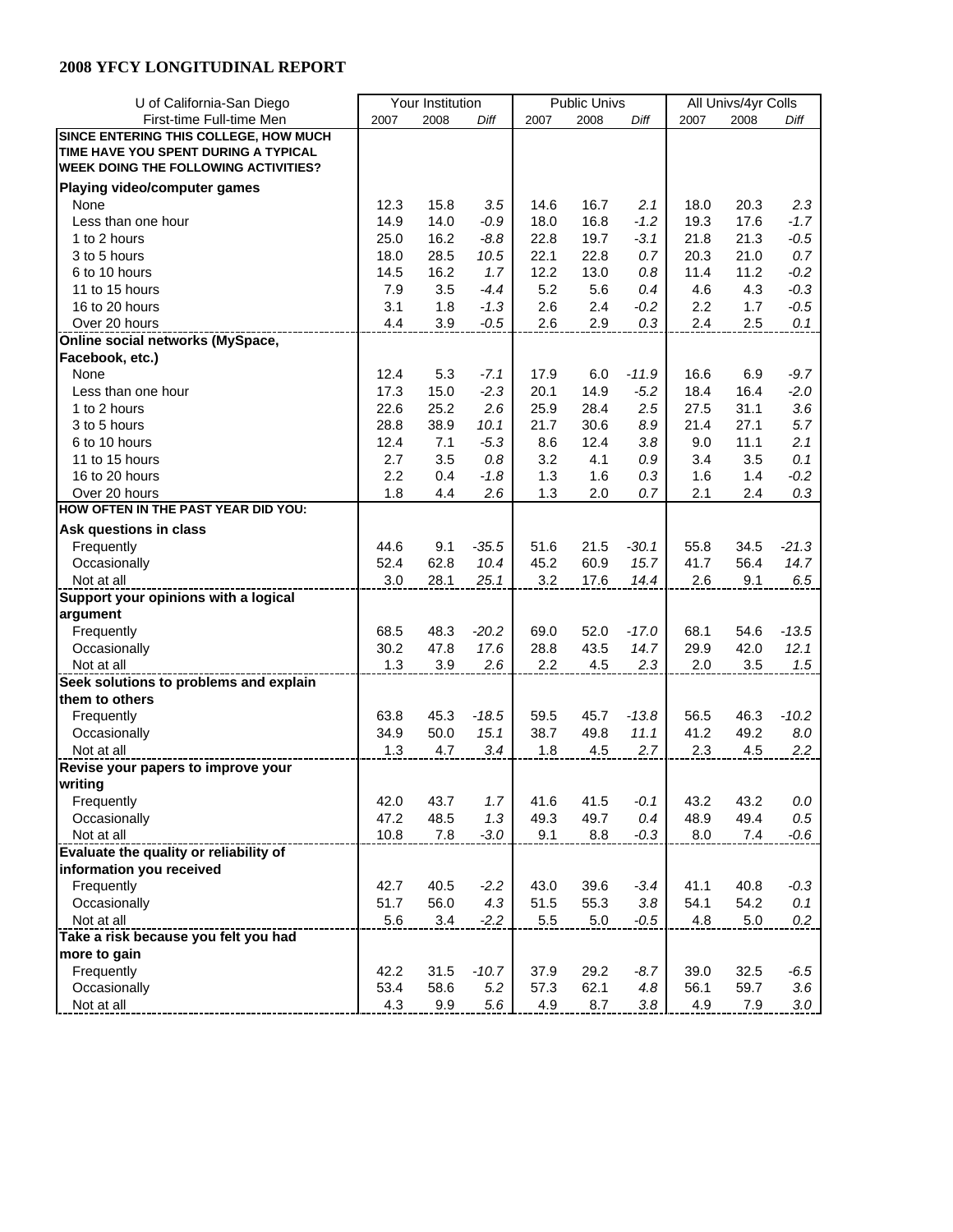## 2008 YFCY LONGITUDINAL REPORT

| U of California-San Diego | Your Institution | | | Public Univs | | | All Univs/4yr Colls | | |
|---|---|---|---|---|---|---|---|---|---|
| First-time Full-time Men | 2007 | 2008 | *Diff* | 2007 | 2008 | *Diff* | 2007 | 2008 | *Diff* |
| **SINCE ENTERING THIS COLLEGE, HOW MUCH TIME HAVE YOU SPENT DURING A TYPICAL WEEK DOING THE FOLLOWING ACTIVITIES?** | | | | | | | | | |
| **Playing video/computer games** | | | | | | | | | |
| None | 12.3 | 15.8 | *3.5* | 14.6 | 16.7 | *2.1* | 18.0 | 20.3 | *2.3* |
| Less than one hour | 14.9 | 14.0 | *-0.9* | 18.0 | 16.8 | *-1.2* | 19.3 | 17.6 | *-1.7* |
| 1 to 2 hours | 25.0 | 16.2 | *-8.8* | 22.8 | 19.7 | *-3.1* | 21.8 | 21.3 | *-0.5* |
| 3 to 5 hours | 18.0 | 28.5 | *10.5* | 22.1 | 22.8 | *0.7* | 20.3 | 21.0 | *0.7* |
| 6 to 10 hours | 14.5 | 16.2 | *1.7* | 12.2 | 13.0 | *0.8* | 11.4 | 11.2 | *-0.2* |
| 11 to 15 hours | 7.9 | 3.5 | *-4.4* | 5.2 | 5.6 | *0.4* | 4.6 | 4.3 | *-0.3* |
| 16 to 20 hours | 3.1 | 1.8 | *-1.3* | 2.6 | 2.4 | *-0.2* | 2.2 | 1.7 | *-0.5* |
| Over 20 hours | 4.4 | 3.9 | *-0.5* | 2.6 | 2.9 | *0.3* | 2.4 | 2.5 | *0.1* |
| **Online social networks (MySpace, Facebook, etc.)** | | | | | | | | | |
| None | 12.4 | 5.3 | *-7.1* | 17.9 | 6.0 | *-11.9* | 16.6 | 6.9 | *-9.7* |
| Less than one hour | 17.3 | 15.0 | *-2.3* | 20.1 | 14.9 | *-5.2* | 18.4 | 16.4 | *-2.0* |
| 1 to 2 hours | 22.6 | 25.2 | *2.6* | 25.9 | 28.4 | *2.5* | 27.5 | 31.1 | *3.6* |
| 3 to 5 hours | 28.8 | 38.9 | *10.1* | 21.7 | 30.6 | *8.9* | 21.4 | 27.1 | *5.7* |
| 6 to 10 hours | 12.4 | 7.1 | *-5.3* | 8.6 | 12.4 | *3.8* | 9.0 | 11.1 | *2.1* |
| 11 to 15 hours | 2.7 | 3.5 | *0.8* | 3.2 | 4.1 | *0.9* | 3.4 | 3.5 | *0.1* |
| 16 to 20 hours | 2.2 | 0.4 | *-1.8* | 1.3 | 1.6 | *0.3* | 1.6 | 1.4 | *-0.2* |
| Over 20 hours | 1.8 | 4.4 | *2.6* | 1.3 | 2.0 | *0.7* | 2.1 | 2.4 | *0.3* |
| **HOW OFTEN IN THE PAST YEAR DID YOU:** | | | | | | | | | |
| **Ask questions in class** | | | | | | | | | |
| Frequently | 44.6 | 9.1 | *-35.5* | 51.6 | 21.5 | *-30.1* | 55.8 | 34.5 | *-21.3* |
| Occasionally | 52.4 | 62.8 | *10.4* | 45.2 | 60.9 | *15.7* | 41.7 | 56.4 | *14.7* |
| Not at all | 3.0 | 28.1 | *25.1* | 3.2 | 17.6 | *14.4* | 2.6 | 9.1 | *6.5* |
| **Support your opinions with a logical argument** | | | | | | | | | |
| Frequently | 68.5 | 48.3 | *-20.2* | 69.0 | 52.0 | *-17.0* | 68.1 | 54.6 | *-13.5* |
| Occasionally | 30.2 | 47.8 | *17.6* | 28.8 | 43.5 | *14.7* | 29.9 | 42.0 | *12.1* |
| Not at all | 1.3 | 3.9 | *2.6* | 2.2 | 4.5 | *2.3* | 2.0 | 3.5 | *1.5* |
| **Seek solutions to problems and explain them to others** | | | | | | | | | |
| Frequently | 63.8 | 45.3 | *-18.5* | 59.5 | 45.7 | *-13.8* | 56.5 | 46.3 | *-10.2* |
| Occasionally | 34.9 | 50.0 | *15.1* | 38.7 | 49.8 | *11.1* | 41.2 | 49.2 | *8.0* |
| Not at all | 1.3 | 4.7 | *3.4* | 1.8 | 4.5 | *2.7* | 2.3 | 4.5 | *2.2* |
| **Revise your papers to improve your writing** | | | | | | | | | |
| Frequently | 42.0 | 43.7 | *1.7* | 41.6 | 41.5 | *-0.1* | 43.2 | 43.2 | *0.0* |
| Occasionally | 47.2 | 48.5 | *1.3* | 49.3 | 49.7 | *0.4* | 48.9 | 49.4 | *0.5* |
| Not at all | 10.8 | 7.8 | *-3.0* | 9.1 | 8.8 | *-0.3* | 8.0 | 7.4 | *-0.6* |
| **Evaluate the quality or reliability of information you received** | | | | | | | | | |
| Frequently | 42.7 | 40.5 | *-2.2* | 43.0 | 39.6 | *-3.4* | 41.1 | 40.8 | *-0.3* |
| Occasionally | 51.7 | 56.0 | *4.3* | 51.5 | 55.3 | *3.8* | 54.1 | 54.2 | *0.1* |
| Not at all | 5.6 | 3.4 | *-2.2* | 5.5 | 5.0 | *-0.5* | 4.8 | 5.0 | *0.2* |
| **Take a risk because you felt you had more to gain** | | | | | | | | | |
| Frequently | 42.2 | 31.5 | *-10.7* | 37.9 | 29.2 | *-8.7* | 39.0 | 32.5 | *-6.5* |
| Occasionally | 53.4 | 58.6 | *5.2* | 57.3 | 62.1 | *4.8* | 56.1 | 59.7 | *3.6* |
| Not at all | 4.3 | 9.9 | *5.6* | 4.9 | 8.7 | *3.8* | 4.9 | 7.9 | *3.0* |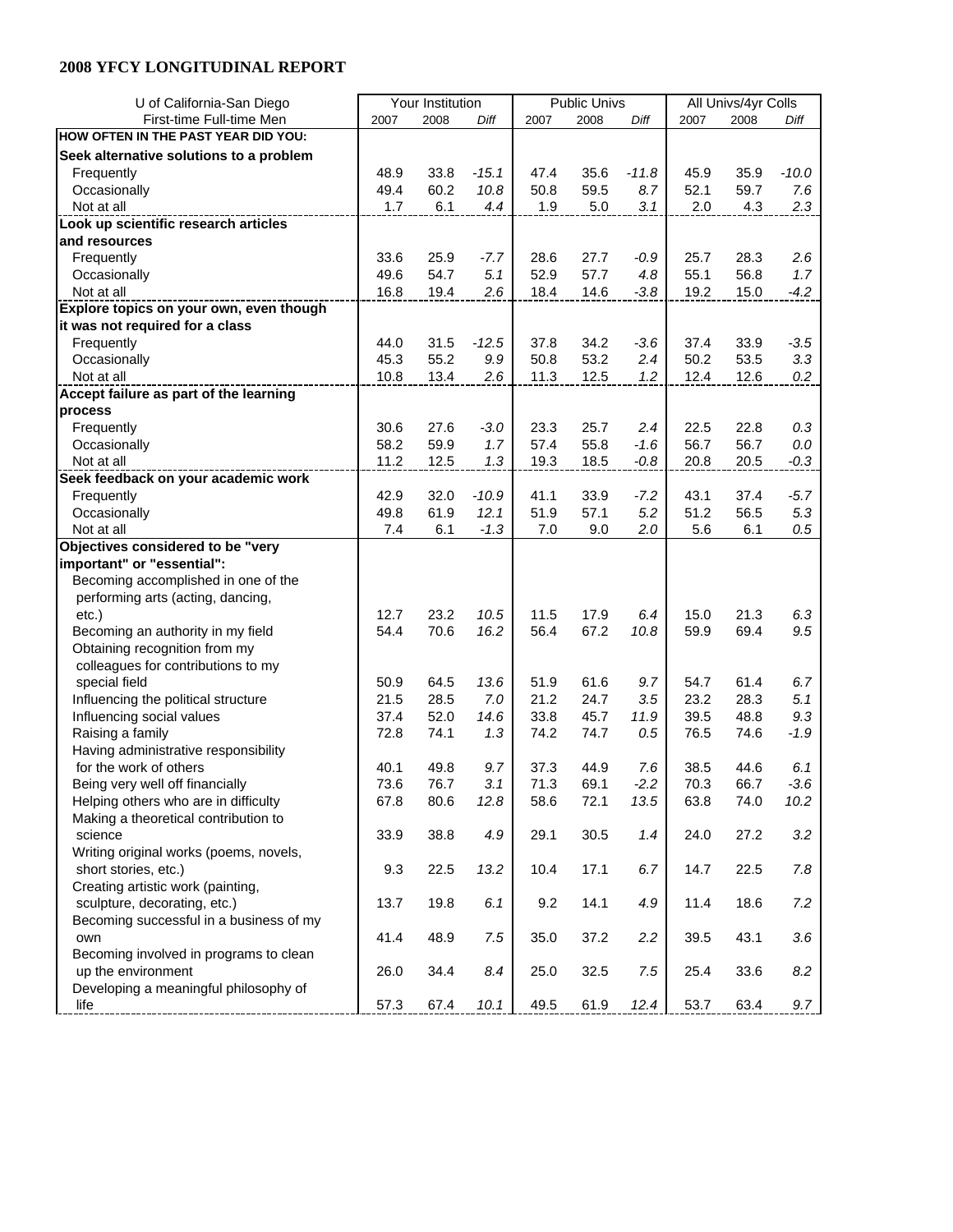## 2008 YFCY LONGITUDINAL REPORT

| U of California-San Diego | Your Institution | | | Public Univs | | | All Univs/4yr Colls | | |
|---|---|---|---|---|---|---|---|---|---|
| First-time Full-time Men | 2007 | 2008 | *Diff* | 2007 | 2008 | *Diff* | 2007 | 2008 | *Diff* |
| **HOW OFTEN IN THE PAST YEAR DID YOU:** | | | | | | | | | |
| **Seek alternative solutions to a problem** | | | | | | | | | |
| Frequently | 48.9 | 33.8 | *-15.1* | 47.4 | 35.6 | *-11.8* | 45.9 | 35.9 | *-10.0* |
| Occasionally | 49.4 | 60.2 | *10.8* | 50.8 | 59.5 | *8.7* | 52.1 | 59.7 | *7.6* |
| Not at all | 1.7 | 6.1 | *4.4* | 1.9 | 5.0 | *3.1* | 2.0 | 4.3 | *2.3* |
| **Look up scientific research articles and resources** | | | | | | | | | |
| Frequently | 33.6 | 25.9 | *-7.7* | 28.6 | 27.7 | *-0.9* | 25.7 | 28.3 | *2.6* |
| Occasionally | 49.6 | 54.7 | *5.1* | 52.9 | 57.7 | *4.8* | 55.1 | 56.8 | *1.7* |
| Not at all | 16.8 | 19.4 | *2.6* | 18.4 | 14.6 | *-3.8* | 19.2 | 15.0 | *-4.2* |
| **Explore topics on your own, even though it was not required for a class** | | | | | | | | | |
| Frequently | 44.0 | 31.5 | *-12.5* | 37.8 | 34.2 | *-3.6* | 37.4 | 33.9 | *-3.5* |
| Occasionally | 45.3 | 55.2 | *9.9* | 50.8 | 53.2 | *2.4* | 50.2 | 53.5 | *3.3* |
| Not at all | 10.8 | 13.4 | *2.6* | 11.3 | 12.5 | *1.2* | 12.4 | 12.6 | *0.2* |
| **Accept failure as part of the learning process** | | | | | | | | | |
| Frequently | 30.6 | 27.6 | *-3.0* | 23.3 | 25.7 | *2.4* | 22.5 | 22.8 | *0.3* |
| Occasionally | 58.2 | 59.9 | *1.7* | 57.4 | 55.8 | *-1.6* | 56.7 | 56.7 | *0.0* |
| Not at all | 11.2 | 12.5 | *1.3* | 19.3 | 18.5 | *-0.8* | 20.8 | 20.5 | *-0.3* |
| **Seek feedback on your academic work** | | | | | | | | | |
| Frequently | 42.9 | 32.0 | *-10.9* | 41.1 | 33.9 | *-7.2* | 43.1 | 37.4 | *-5.7* |
| Occasionally | 49.8 | 61.9 | *12.1* | 51.9 | 57.1 | *5.2* | 51.2 | 56.5 | *5.3* |
| Not at all | 7.4 | 6.1 | *-1.3* | 7.0 | 9.0 | *2.0* | 5.6 | 6.1 | *0.5* |
| **Objectives considered to be "very important" or "essential":** | | | | | | | | | |
| Becoming accomplished in one of the performing arts (acting, dancing, etc.) | 12.7 | 23.2 | *10.5* | 11.5 | 17.9 | *6.4* | 15.0 | 21.3 | *6.3* |
| Becoming an authority in my field | 54.4 | 70.6 | *16.2* | 56.4 | 67.2 | *10.8* | 59.9 | 69.4 | *9.5* |
| Obtaining recognition from my colleagues for contributions to my special field | 50.9 | 64.5 | *13.6* | 51.9 | 61.6 | *9.7* | 54.7 | 61.4 | *6.7* |
| Influencing the political structure | 21.5 | 28.5 | *7.0* | 21.2 | 24.7 | *3.5* | 23.2 | 28.3 | *5.1* |
| Influencing social values | 37.4 | 52.0 | *14.6* | 33.8 | 45.7 | *11.9* | 39.5 | 48.8 | *9.3* |
| Raising a family | 72.8 | 74.1 | *1.3* | 74.2 | 74.7 | *0.5* | 76.5 | 74.6 | *-1.9* |
| Having administrative responsibility for the work of others | 40.1 | 49.8 | *9.7* | 37.3 | 44.9 | *7.6* | 38.5 | 44.6 | *6.1* |
| Being very well off financially | 73.6 | 76.7 | *3.1* | 71.3 | 69.1 | *-2.2* | 70.3 | 66.7 | *-3.6* |
| Helping others who are in difficulty | 67.8 | 80.6 | *12.8* | 58.6 | 72.1 | *13.5* | 63.8 | 74.0 | *10.2* |
| Making a theoretical contribution to science | 33.9 | 38.8 | *4.9* | 29.1 | 30.5 | *1.4* | 24.0 | 27.2 | *3.2* |
| Writing original works (poems, novels, short stories, etc.) | 9.3 | 22.5 | *13.2* | 10.4 | 17.1 | *6.7* | 14.7 | 22.5 | *7.8* |
| Creating artistic work (painting, sculpture, decorating, etc.) | 13.7 | 19.8 | *6.1* | 9.2 | 14.1 | *4.9* | 11.4 | 18.6 | *7.2* |
| Becoming successful in a business of my own | 41.4 | 48.9 | *7.5* | 35.0 | 37.2 | *2.2* | 39.5 | 43.1 | *3.6* |
| Becoming involved in programs to clean up the environment | 26.0 | 34.4 | *8.4* | 25.0 | 32.5 | *7.5* | 25.4 | 33.6 | *8.2* |
| Developing a meaningful philosophy of life | 57.3 | 67.4 | *10.1* | 49.5 | 61.9 | *12.4* | 53.7 | 63.4 | *9.7* |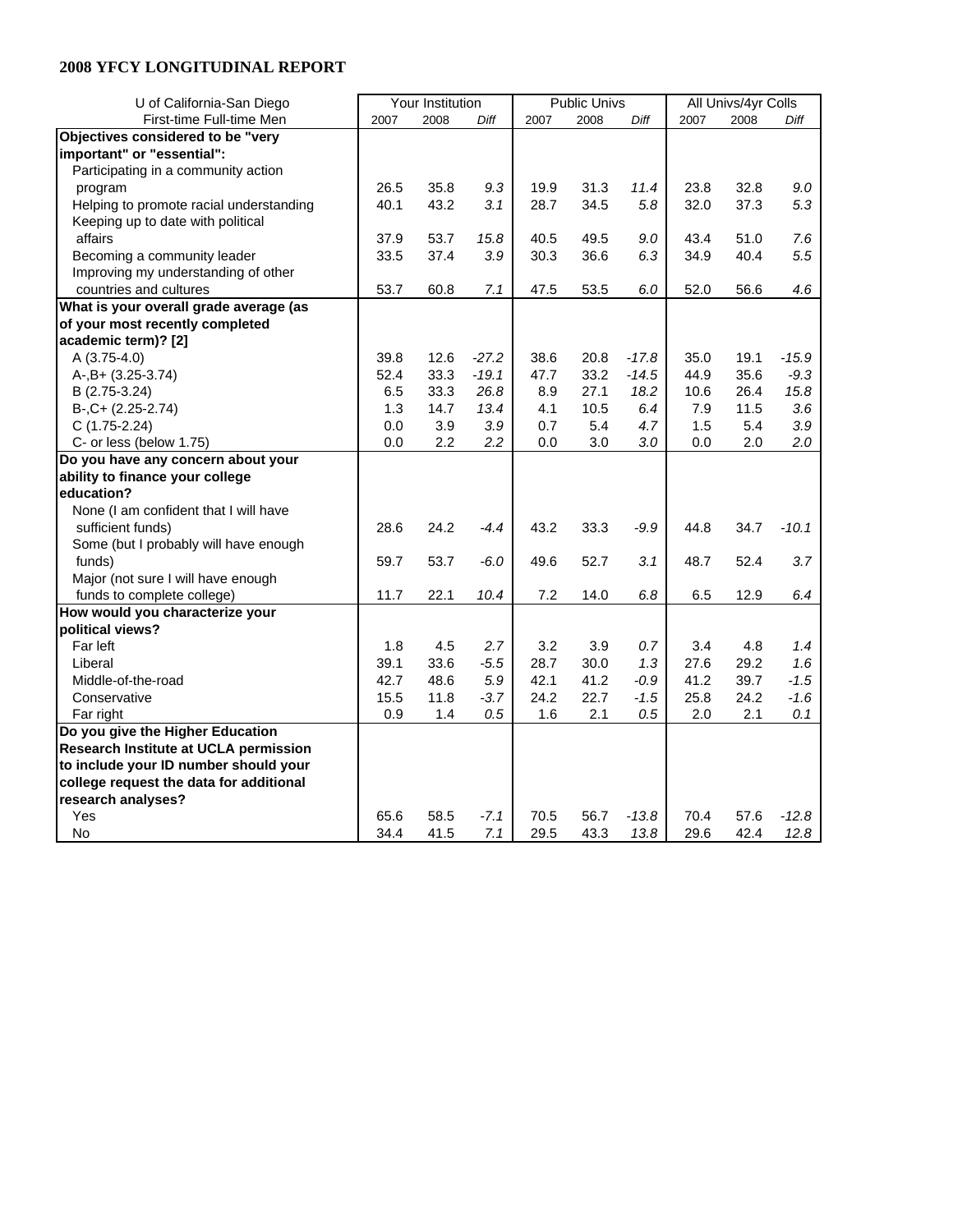**2008 YFCY LONGITUDINAL REPORT**

| U of California-San Diego | Your Institution | | | Public Univs | | | All Univs/4yr Colls | | |
|---|---|---|---|---|---|---|---|---|---|
| First-time Full-time Men | 2007 | 2008 | *Diff* | 2007 | 2008 | *Diff* | 2007 | 2008 | *Diff* |
| **Objectives considered to be "very important" or "essential":** | | | | | | | | | |
| Participating in a community action program | 26.5 | 35.8 | *9.3* | 19.9 | 31.3 | *11.4* | 23.8 | 32.8 | *9.0* |
| Helping to promote racial understanding | 40.1 | 43.2 | *3.1* | 28.7 | 34.5 | *5.8* | 32.0 | 37.3 | *5.3* |
| Keeping up to date with political affairs | 37.9 | 53.7 | *15.8* | 40.5 | 49.5 | *9.0* | 43.4 | 51.0 | *7.6* |
| Becoming a community leader | 33.5 | 37.4 | *3.9* | 30.3 | 36.6 | *6.3* | 34.9 | 40.4 | *5.5* |
| Improving my understanding of other countries and cultures | 53.7 | 60.8 | *7.1* | 47.5 | 53.5 | *6.0* | 52.0 | 56.6 | *4.6* |
| **What is your overall grade average (as of your most recently completed academic term)? [2]** | | | | | | | | | |
| A (3.75-4.0) | 39.8 | 12.6 | *-27.2* | 38.6 | 20.8 | *-17.8* | 35.0 | 19.1 | *-15.9* |
| A-,B+ (3.25-3.74) | 52.4 | 33.3 | *-19.1* | 47.7 | 33.2 | *-14.5* | 44.9 | 35.6 | *-9.3* |
| B (2.75-3.24) | 6.5 | 33.3 | *26.8* | 8.9 | 27.1 | *18.2* | 10.6 | 26.4 | *15.8* |
| B-,C+ (2.25-2.74) | 1.3 | 14.7 | *13.4* | 4.1 | 10.5 | *6.4* | 7.9 | 11.5 | *3.6* |
| C (1.75-2.24) | 0.0 | 3.9 | *3.9* | 0.7 | 5.4 | *4.7* | 1.5 | 5.4 | *3.9* |
| C- or less (below 1.75) | 0.0 | 2.2 | *2.2* | 0.0 | 3.0 | *3.0* | 0.0 | 2.0 | *2.0* |
| **Do you have any concern about your ability to finance your college education?** | | | | | | | | | |
| None (I am confident that I will have sufficient funds) | 28.6 | 24.2 | *-4.4* | 43.2 | 33.3 | *-9.9* | 44.8 | 34.7 | *-10.1* |
| Some (but I probably will have enough funds) | 59.7 | 53.7 | *-6.0* | 49.6 | 52.7 | *3.1* | 48.7 | 52.4 | *3.7* |
| Major (not sure I will have enough funds to complete college) | 11.7 | 22.1 | *10.4* | 7.2 | 14.0 | *6.8* | 6.5 | 12.9 | *6.4* |
| **How would you characterize your political views?** | | | | | | | | | |
| Far left | 1.8 | 4.5 | *2.7* | 3.2 | 3.9 | *0.7* | 3.4 | 4.8 | *1.4* |
| Liberal | 39.1 | 33.6 | *-5.5* | 28.7 | 30.0 | *1.3* | 27.6 | 29.2 | *1.6* |
| Middle-of-the-road | 42.7 | 48.6 | *5.9* | 42.1 | 41.2 | *-0.9* | 41.2 | 39.7 | *-1.5* |
| Conservative | 15.5 | 11.8 | *-3.7* | 24.2 | 22.7 | *-1.5* | 25.8 | 24.2 | *-1.6* |
| Far right | 0.9 | 1.4 | *0.5* | 1.6 | 2.1 | *0.5* | 2.0 | 2.1 | *0.1* |
| **Do you give the Higher Education Research Institute at UCLA permission to include your ID number should your college request the data for additional research analyses?** | | | | | | | | | |
| Yes | 65.6 | 58.5 | *-7.1* | 70.5 | 56.7 | *-13.8* | 70.4 | 57.6 | *-12.8* |
| No | 34.4 | 41.5 | *7.1* | 29.5 | 43.3 | *13.8* | 29.6 | 42.4 | *12.8* |